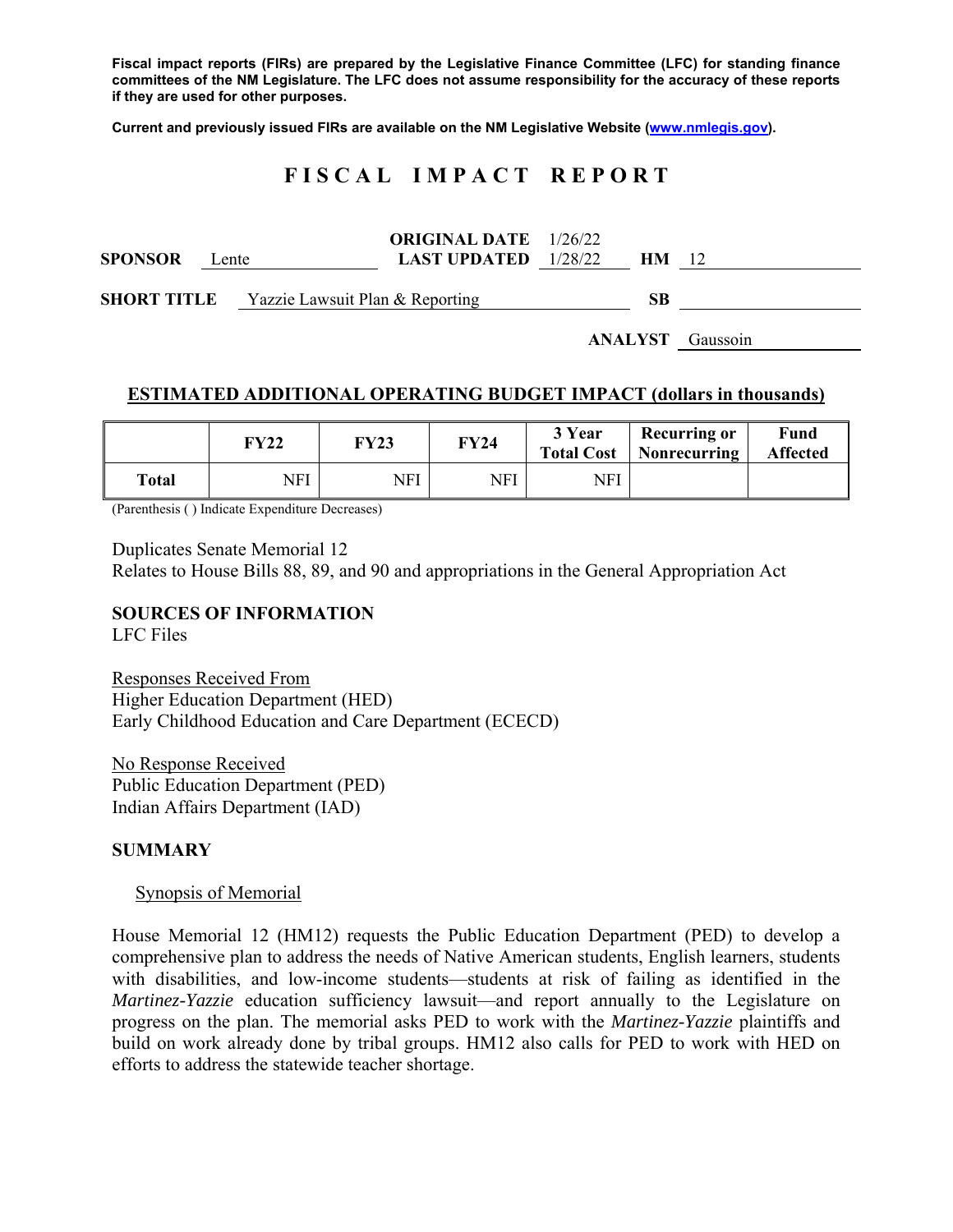**Fiscal impact reports (FIRs) are prepared by the Legislative Finance Committee (LFC) for standing finance committees of the NM Legislature. The LFC does not assume responsibility for the accuracy of these reports if they are used for other purposes.**

**Current and previously issued FIRs are available on the NM Legislative Website (www.nmlegis.gov).**

# F I S C A L   I M P A C T   R E P O R T

| | | | | | |
|---|---|---|---|---|---|
| **SPONSOR** | Lente | **ORIGINAL DATE** / **LAST UPDATED** | 1/26/22 / 1/28/22 | **HM** | 12 |
| **SHORT TITLE** | Yazzie Lawsuit Plan & Reporting | | | **SB** | |
| | | | | **ANALYST** | Gaussoin |

## ESTIMATED ADDITIONAL OPERATING BUDGET IMPACT (dollars in thousands)

| | FY22 | FY23 | FY24 | 3 Year Total Cost | Recurring or Nonrecurring | Fund Affected |
|---|---|---|---|---|---|---|
| **Total** | NFI | NFI | NFI | NFI | | |

(Parenthesis ( ) Indicate Expenditure Decreases)

Duplicates Senate Memorial 12
Relates to House Bills 88, 89, and 90 and appropriations in the General Appropriation Act

### SOURCES OF INFORMATION
LFC Files

Responses Received From
Higher Education Department (HED)
Early Childhood Education and Care Department (ECECD)

No Response Received
Public Education Department (PED)
Indian Affairs Department (IAD)

### SUMMARY

Synopsis of Memorial

House Memorial 12 (HM12) requests the Public Education Department (PED) to develop a comprehensive plan to address the needs of Native American students, English learners, students with disabilities, and low-income students—students at risk of failing as identified in the *Martinez-Yazzie* education sufficiency lawsuit—and report annually to the Legislature on progress on the plan. The memorial asks PED to work with the *Martinez-Yazzie* plaintiffs and build on work already done by tribal groups. HM12 also calls for PED to work with HED on efforts to address the statewide teacher shortage.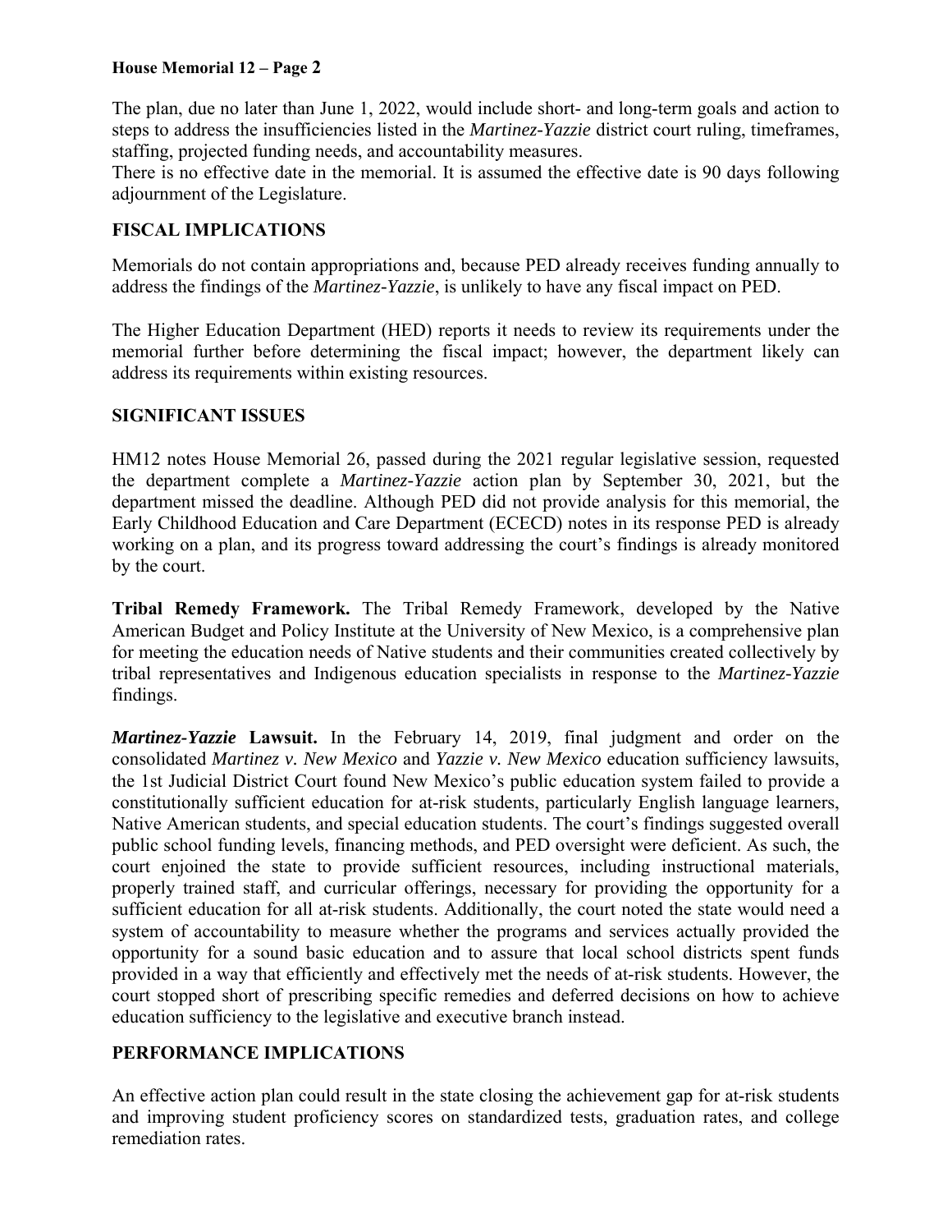The plan, due no later than June 1, 2022, would include short- and long-term goals and action to steps to address the insufficiencies listed in the *Martinez-Yazzie* district court ruling, timeframes, staffing, projected funding needs, and accountability measures.

There is no effective date in the memorial. It is assumed the effective date is 90 days following adjournment of the Legislature.

## FISCAL IMPLICATIONS

Memorials do not contain appropriations and, because PED already receives funding annually to address the findings of the *Martinez-Yazzie*, is unlikely to have any fiscal impact on PED.

The Higher Education Department (HED) reports it needs to review its requirements under the memorial further before determining the fiscal impact; however, the department likely can address its requirements within existing resources.

## SIGNIFICANT ISSUES

HM12 notes House Memorial 26, passed during the 2021 regular legislative session, requested the department complete a *Martinez-Yazzie* action plan by September 30, 2021, but the department missed the deadline. Although PED did not provide analysis for this memorial, the Early Childhood Education and Care Department (ECECD) notes in its response PED is already working on a plan, and its progress toward addressing the court's findings is already monitored by the court.

**Tribal Remedy Framework.** The Tribal Remedy Framework, developed by the Native American Budget and Policy Institute at the University of New Mexico, is a comprehensive plan for meeting the education needs of Native students and their communities created collectively by tribal representatives and Indigenous education specialists in response to the *Martinez-Yazzie* findings.

***Martinez-Yazzie*** **Lawsuit.** In the February 14, 2019, final judgment and order on the consolidated *Martinez v. New Mexico* and *Yazzie v. New Mexico* education sufficiency lawsuits, the 1st Judicial District Court found New Mexico's public education system failed to provide a constitutionally sufficient education for at-risk students, particularly English language learners, Native American students, and special education students. The court's findings suggested overall public school funding levels, financing methods, and PED oversight were deficient. As such, the court enjoined the state to provide sufficient resources, including instructional materials, properly trained staff, and curricular offerings, necessary for providing the opportunity for a sufficient education for all at-risk students. Additionally, the court noted the state would need a system of accountability to measure whether the programs and services actually provided the opportunity for a sound basic education and to assure that local school districts spent funds provided in a way that efficiently and effectively met the needs of at-risk students. However, the court stopped short of prescribing specific remedies and deferred decisions on how to achieve education sufficiency to the legislative and executive branch instead.

## PERFORMANCE IMPLICATIONS

An effective action plan could result in the state closing the achievement gap for at-risk students and improving student proficiency scores on standardized tests, graduation rates, and college remediation rates.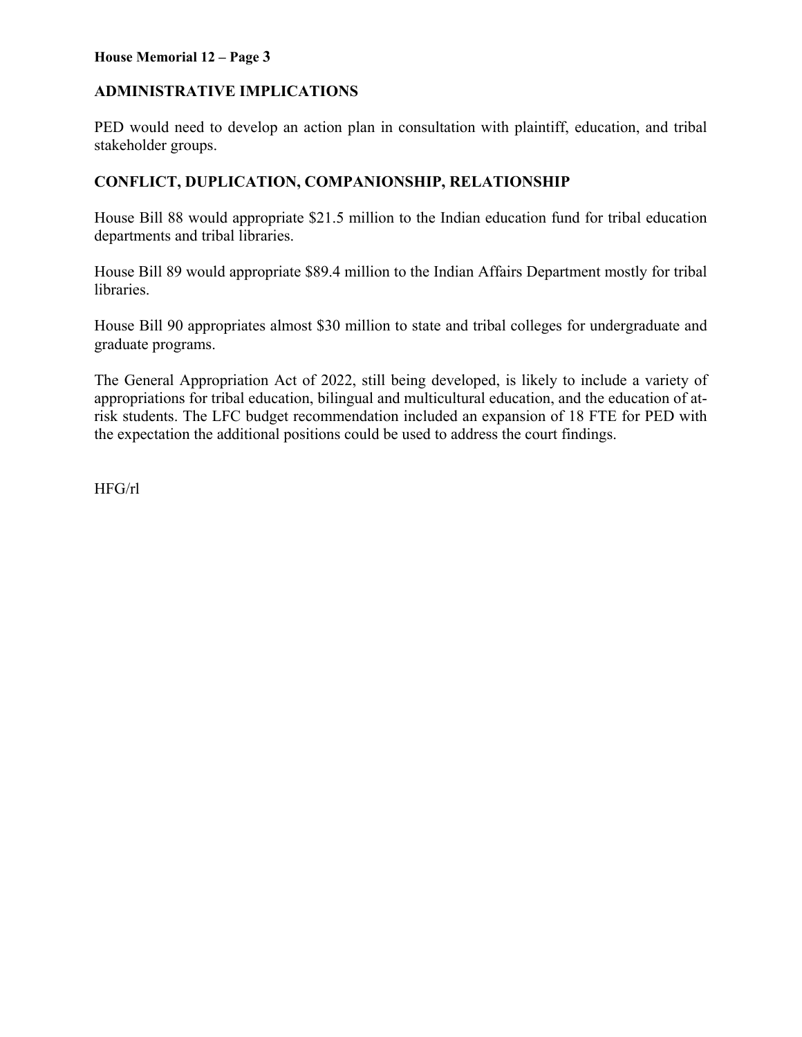## ADMINISTRATIVE IMPLICATIONS

PED would need to develop an action plan in consultation with plaintiff, education, and tribal stakeholder groups.

## CONFLICT, DUPLICATION, COMPANIONSHIP, RELATIONSHIP

House Bill 88 would appropriate $21.5 million to the Indian education fund for tribal education departments and tribal libraries.

House Bill 89 would appropriate $89.4 million to the Indian Affairs Department mostly for tribal libraries.

House Bill 90 appropriates almost $30 million to state and tribal colleges for undergraduate and graduate programs.

The General Appropriation Act of 2022, still being developed, is likely to include a variety of appropriations for tribal education, bilingual and multicultural education, and the education of at-risk students. The LFC budget recommendation included an expansion of 18 FTE for PED with the expectation the additional positions could be used to address the court findings.

HFG/rl